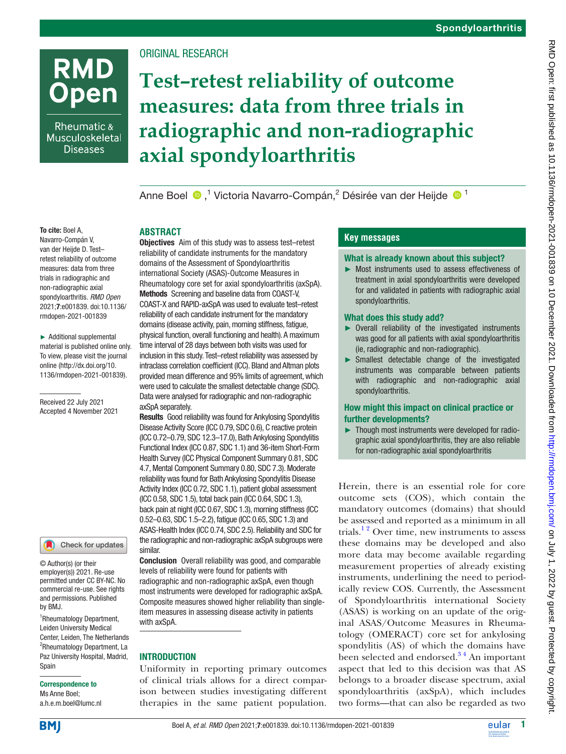ORIGINAL RESEARCH

# Test–retest reliability of outcome measures: data from three trials in radiographic and non-radiographic axial spondyloarthritis

Anne Boel[1], Victoria Navarro-Compán,[2] Désirée van der Heijde[1]

**To cite:** Boel A, Navarro-Compán V, van der Heijde D. Test–retest reliability of outcome measures: data from three trials in radiographic and non-radiographic axial spondyloarthritis. *RMD Open* 2021;**7**:e001839. doi:10.1136/rmdopen-2021-001839

► Additional supplemental material is published online only. To view, please visit the journal online (http://dx.doi.org/10.1136/rmdopen-2021-001839).

Received 22 July 2021
Accepted 4 November 2021

© Author(s) (or their employer(s)) 2021. Re-use permitted under CC BY-NC. No commercial re-use. See rights and permissions. Published by BMJ.

[1]Rheumatology Department, Leiden University Medical Center, Leiden, The Netherlands
[2]Rheumatology Department, La Paz University Hospital, Madrid, Spain

**Correspondence to**
Ms Anne Boel;
a.h.e.m.boel@lumc.nl

## ABSTRACT

**Objectives** Aim of this study was to assess test–retest reliability of candidate instruments for the mandatory domains of the Assessment of Spondyloarthritis international Society (ASAS)-Outcome Measures in Rheumatology core set for axial spondyloarthritis (axSpA).

**Methods** Screening and baseline data from COAST-V, COAST-X and RAPID-axSpA was used to evaluate test–retest reliability of each candidate instrument for the mandatory domains (disease activity, pain, morning stiffness, fatigue, physical function, overall functioning and health). A maximum time interval of 28 days between both visits was used for inclusion in this study. Test–retest reliability was assessed by intraclass correlation coefficient (ICC). Bland and Altman plots provided mean difference and 95% limits of agreement, which were used to calculate the smallest detectable change (SDC). Data were analysed for radiographic and non-radiographic axSpA separately.

**Results** Good reliability was found for Ankylosing Spondylitis Disease Activity Score (ICC 0.79, SDC 0.6), C reactive protein (ICC 0.72–0.79, SDC 12.3–17.0), Bath Ankylosing Spondylitis Functional Index (ICC 0.87, SDC 1.1) and 36-item Short-Form Health Survey (ICC Physical Component Summary 0.81, SDC 4.7, Mental Component Summary 0.80, SDC 7.3). Moderate reliability was found for Bath Ankylosing Spondylitis Disease Activity Index (ICC 0.72, SDC 1.1), patient global assessment (ICC 0.58, SDC 1.5), total back pain (ICC 0.64, SDC 1.3), back pain at night (ICC 0.67, SDC 1.3), morning stiffness (ICC 0.52–0.63, SDC 1.5–2.2), fatigue (ICC 0.65, SDC 1.3) and ASAS-Health Index (ICC 0.74, SDC 2.5). Reliability and SDC for the radiographic and non-radiographic axSpA subgroups were similar.

**Conclusion** Overall reliability was good, and comparable levels of reliability were found for patients with radiographic and non-radiographic axSpA, even though most instruments were developed for radiographic axSpA. Composite measures showed higher reliability than single-item measures in assessing disease activity in patients with axSpA.

## Key messages

### What is already known about this subject?

► Most instruments used to assess effectiveness of treatment in axial spondyloarthritis were developed for and validated in patients with radiographic axial spondyloarthritis.

### What does this study add?

► Overall reliability of the investigated instruments was good for all patients with axial spondyloarthritis (ie, radiographic and non-radiographic).

► Smallest detectable change of the investigated instruments was comparable between patients with radiographic and non-radiographic axial spondyloarthritis.

### How might this impact on clinical practice or further developments?

► Though most instruments were developed for radiographic axial spondyloarthritis, they are also reliable for non-radiographic axial spondyloarthritis

## INTRODUCTION

Uniformity in reporting primary outcomes of clinical trials allows for a direct comparison between studies investigating different therapies in the same patient population. Herein, there is an essential role for core outcome sets (COS), which contain the mandatory outcomes (domains) that should be assessed and reported as a minimum in all trials.[1,2] Over time, new instruments to assess these domains may be developed and also more data may become available regarding measurement properties of already existing instruments, underlining the need to periodically review COS. Currently, the Assessment of Spondyloarthritis international Society (ASAS) is working on an update of the original ASAS/Outcome Measures in Rheumatology (OMERACT) core set for ankylosing spondylitis (AS) of which the domains have been selected and endorsed.[3,4] An important aspect that led to this decision was that AS belongs to a broader disease spectrum, axial spondyloarthritis (axSpA), which includes two forms—that can also be regarded as two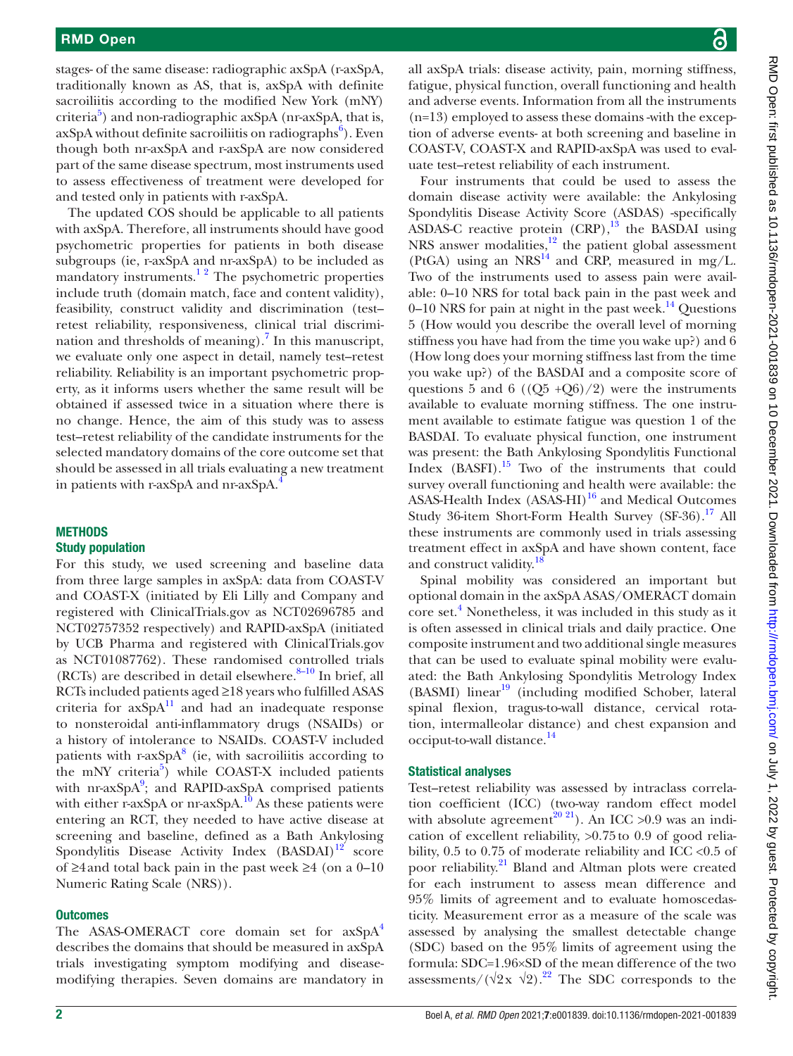stages- of the same disease: radiographic axSpA (r-axSpA, traditionally known as AS, that is, axSpA with definite sacroiliitis according to the modified New York (mNY) criteria[5]) and non-radiographic axSpA (nr-axSpA, that is, axSpA without definite sacroiliitis on radiographs[6]). Even though both nr-axSpA and r-axSpA are now considered part of the same disease spectrum, most instruments used to assess effectiveness of treatment were developed for and tested only in patients with r-axSpA.

The updated COS should be applicable to all patients with axSpA. Therefore, all instruments should have good psychometric properties for patients in both disease subgroups (ie, r-axSpA and nr-axSpA) to be included as mandatory instruments.[1 2] The psychometric properties include truth (domain match, face and content validity), feasibility, construct validity and discrimination (test–retest reliability, responsiveness, clinical trial discrimination and thresholds of meaning).[7] In this manuscript, we evaluate only one aspect in detail, namely test–retest reliability. Reliability is an important psychometric property, as it informs users whether the same result will be obtained if assessed twice in a situation where there is no change. Hence, the aim of this study was to assess test–retest reliability of the candidate instruments for the selected mandatory domains of the core outcome set that should be assessed in all trials evaluating a new treatment in patients with r-axSpA and nr-axSpA.[4]

## METHODS

### Study population

For this study, we used screening and baseline data from three large samples in axSpA: data from COAST-V and COAST-X (initiated by Eli Lilly and Company and registered with ClinicalTrials.gov as NCT02696785 and NCT02757352 respectively) and RAPID-axSpA (initiated by UCB Pharma and registered with ClinicalTrials.gov as NCT01087762). These randomised controlled trials (RCTs) are described in detail elsewhere.[8–10] In brief, all RCTs included patients aged ≥18 years who fulfilled ASAS criteria for axSpA[11] and had an inadequate response to nonsteroidal anti-inflammatory drugs (NSAIDs) or a history of intolerance to NSAIDs. COAST-V included patients with r-axSpA[8] (ie, with sacroiliitis according to the mNY criteria[5]) while COAST-X included patients with nr-axSpA[9]; and RAPID-axSpA comprised patients with either r-axSpA or nr-axSpA.[10] As these patients were entering an RCT, they needed to have active disease at screening and baseline, defined as a Bath Ankylosing Spondylitis Disease Activity Index (BASDAI)[12] score of ≥4 and total back pain in the past week ≥4 (on a 0–10 Numeric Rating Scale (NRS)).

### Outcomes

The ASAS-OMERACT core domain set for axSpA[4] describes the domains that should be measured in axSpA trials investigating symptom modifying and disease-modifying therapies. Seven domains are mandatory in all axSpA trials: disease activity, pain, morning stiffness, fatigue, physical function, overall functioning and health and adverse events. Information from all the instruments (n=13) employed to assess these domains -with the exception of adverse events- at both screening and baseline in COAST-V, COAST-X and RAPID-axSpA was used to evaluate test–retest reliability of each instrument.

Four instruments that could be used to assess the domain disease activity were available: the Ankylosing Spondylitis Disease Activity Score (ASDAS) -specifically ASDAS-C reactive protein (CRP),[13] the BASDAI using NRS answer modalities,[12] the patient global assessment (PtGA) using an NRS[14] and CRP, measured in mg/L. Two of the instruments used to assess pain were available: 0–10 NRS for total back pain in the past week and 0–10 NRS for pain at night in the past week.[14] Questions 5 (How would you describe the overall level of morning stiffness you have had from the time you wake up?) and 6 (How long does your morning stiffness last from the time you wake up?) of the BASDAI and a composite score of questions 5 and 6 ((Q5 +Q6)/2) were the instruments available to evaluate morning stiffness. The one instrument available to estimate fatigue was question 1 of the BASDAI. To evaluate physical function, one instrument was present: the Bath Ankylosing Spondylitis Functional Index (BASFI).[15] Two of the instruments that could survey overall functioning and health were available: the ASAS-Health Index (ASAS-HI)[16] and Medical Outcomes Study 36-item Short-Form Health Survey (SF-36).[17] All these instruments are commonly used in trials assessing treatment effect in axSpA and have shown content, face and construct validity.[18]

Spinal mobility was considered an important but optional domain in the axSpA ASAS/OMERACT domain core set.[4] Nonetheless, it was included in this study as it is often assessed in clinical trials and daily practice. One composite instrument and two additional single measures that can be used to evaluate spinal mobility were evaluated: the Bath Ankylosing Spondylitis Metrology Index (BASMI) linear[19] (including modified Schober, lateral spinal flexion, tragus-to-wall distance, cervical rotation, intermalleolar distance) and chest expansion and occiput-to-wall distance.[14]

### Statistical analyses

Test–retest reliability was assessed by intraclass correlation coefficient (ICC) (two-way random effect model with absolute agreement[20 21]). An ICC >0.9 was an indication of excellent reliability, >0.75 to 0.9 of good reliability, 0.5 to 0.75 of moderate reliability and ICC <0.5 of poor reliability.[21] Bland and Altman plots were created for each instrument to assess mean difference and 95% limits of agreement and to evaluate homoscedasticity. Measurement error as a measure of the scale was assessed by analysing the smallest detectable change (SDC) based on the 95% limits of agreement using the formula: SDC=1.96×SD of the mean difference of the two assessments/($\sqrt{2}$x $\sqrt{2}$).[22] The SDC corresponds to the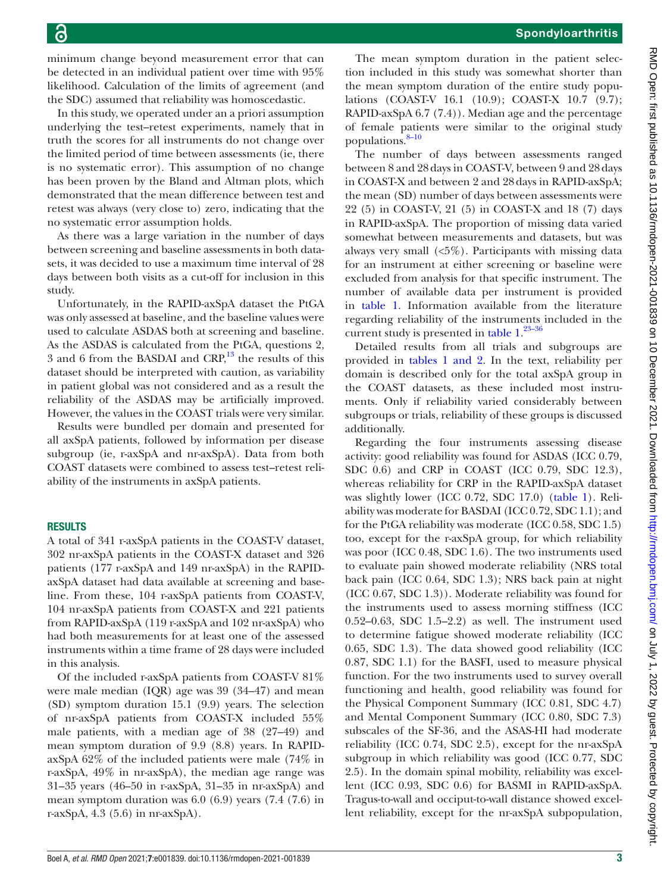minimum change beyond measurement error that can be detected in an individual patient over time with 95% likelihood. Calculation of the limits of agreement (and the SDC) assumed that reliability was homoscedastic.

In this study, we operated under an a priori assumption underlying the test–retest experiments, namely that in truth the scores for all instruments do not change over the limited period of time between assessments (ie, there is no systematic error). This assumption of no change has been proven by the Bland and Altman plots, which demonstrated that the mean difference between test and retest was always (very close to) zero, indicating that the no systematic error assumption holds.

As there was a large variation in the number of days between screening and baseline assessments in both datasets, it was decided to use a maximum time interval of 28 days between both visits as a cut-off for inclusion in this study.

Unfortunately, in the RAPID-axSpA dataset the PtGA was only assessed at baseline, and the baseline values were used to calculate ASDAS both at screening and baseline. As the ASDAS is calculated from the PtGA, questions 2, 3 and 6 from the BASDAI and CRP,[13] the results of this dataset should be interpreted with caution, as variability in patient global was not considered and as a result the reliability of the ASDAS may be artificially improved. However, the values in the COAST trials were very similar.

Results were bundled per domain and presented for all axSpA patients, followed by information per disease subgroup (ie, r-axSpA and nr-axSpA). Data from both COAST datasets were combined to assess test–retest reliability of the instruments in axSpA patients.

## RESULTS

A total of 341 r-axSpA patients in the COAST-V dataset, 302 nr-axSpA patients in the COAST-X dataset and 326 patients (177 r-axSpA and 149 nr-axSpA) in the RAPID-axSpA dataset had data available at screening and baseline. From these, 104 r-axSpA patients from COAST-V, 104 nr-axSpA patients from COAST-X and 221 patients from RAPID-axSpA (119 r-axSpA and 102 nr-axSpA) who had both measurements for at least one of the assessed instruments within a time frame of 28 days were included in this analysis.

Of the included r-axSpA patients from COAST-V 81% were male median (IQR) age was 39 (34–47) and mean (SD) symptom duration 15.1 (9.9) years. The selection of nr-axSpA patients from COAST-X included 55% male patients, with a median age of 38 (27–49) and mean symptom duration of 9.9 (8.8) years. In RAPID-axSpA 62% of the included patients were male (74% in r-axSpA, 49% in nr-axSpA), the median age range was 31–35 years (46–50 in r-axSpA, 31–35 in nr-axSpA) and mean symptom duration was 6.0 (6.9) years (7.4 (7.6) in r-axSpA, 4.3 (5.6) in nr-axSpA).

The mean symptom duration in the patient selection included in this study was somewhat shorter than the mean symptom duration of the entire study populations (COAST-V 16.1 (10.9); COAST-X 10.7 (9.7); RAPID-axSpA 6.7 (7.4)). Median age and the percentage of female patients were similar to the original study populations.[8–10]

The number of days between assessments ranged between 8 and 28 days in COAST-V, between 9 and 28 days in COAST-X and between 2 and 28 days in RAPID-axSpA; the mean (SD) number of days between assessments were 22 (5) in COAST-V, 21 (5) in COAST-X and 18 (7) days in RAPID-axSpA. The proportion of missing data varied somewhat between measurements and datasets, but was always very small (<5%). Participants with missing data for an instrument at either screening or baseline were excluded from analysis for that specific instrument. The number of available data per instrument is provided in table 1. Information available from the literature regarding reliability of the instruments included in the current study is presented in table 1.[23–36]

Detailed results from all trials and subgroups are provided in tables 1 and 2. In the text, reliability per domain is described only for the total axSpA group in the COAST datasets, as these included most instruments. Only if reliability varied considerably between subgroups or trials, reliability of these groups is discussed additionally.

Regarding the four instruments assessing disease activity: good reliability was found for ASDAS (ICC 0.79, SDC 0.6) and CRP in COAST (ICC 0.79, SDC 12.3), whereas reliability for CRP in the RAPID-axSpA dataset was slightly lower (ICC 0.72, SDC 17.0) (table 1). Reliability was moderate for BASDAI (ICC 0.72, SDC 1.1); and for the PtGA reliability was moderate (ICC 0.58, SDC 1.5) too, except for the r-axSpA group, for which reliability was poor (ICC 0.48, SDC 1.6). The two instruments used to evaluate pain showed moderate reliability (NRS total back pain (ICC 0.64, SDC 1.3); NRS back pain at night (ICC 0.67, SDC 1.3)). Moderate reliability was found for the instruments used to assess morning stiffness (ICC 0.52–0.63, SDC 1.5–2.2) as well. The instrument used to determine fatigue showed moderate reliability (ICC 0.65, SDC 1.3). The data showed good reliability (ICC 0.87, SDC 1.1) for the BASFI, used to measure physical function. For the two instruments used to survey overall functioning and health, good reliability was found for the Physical Component Summary (ICC 0.81, SDC 4.7) and Mental Component Summary (ICC 0.80, SDC 7.3) subscales of the SF-36, and the ASAS-HI had moderate reliability (ICC 0.74, SDC 2.5), except for the nr-axSpA subgroup in which reliability was good (ICC 0.77, SDC 2.5). In the domain spinal mobility, reliability was excellent (ICC 0.93, SDC 0.6) for BASMI in RAPID-axSpA. Tragus-to-wall and occiput-to-wall distance showed excellent reliability, except for the nr-axSpA subpopulation,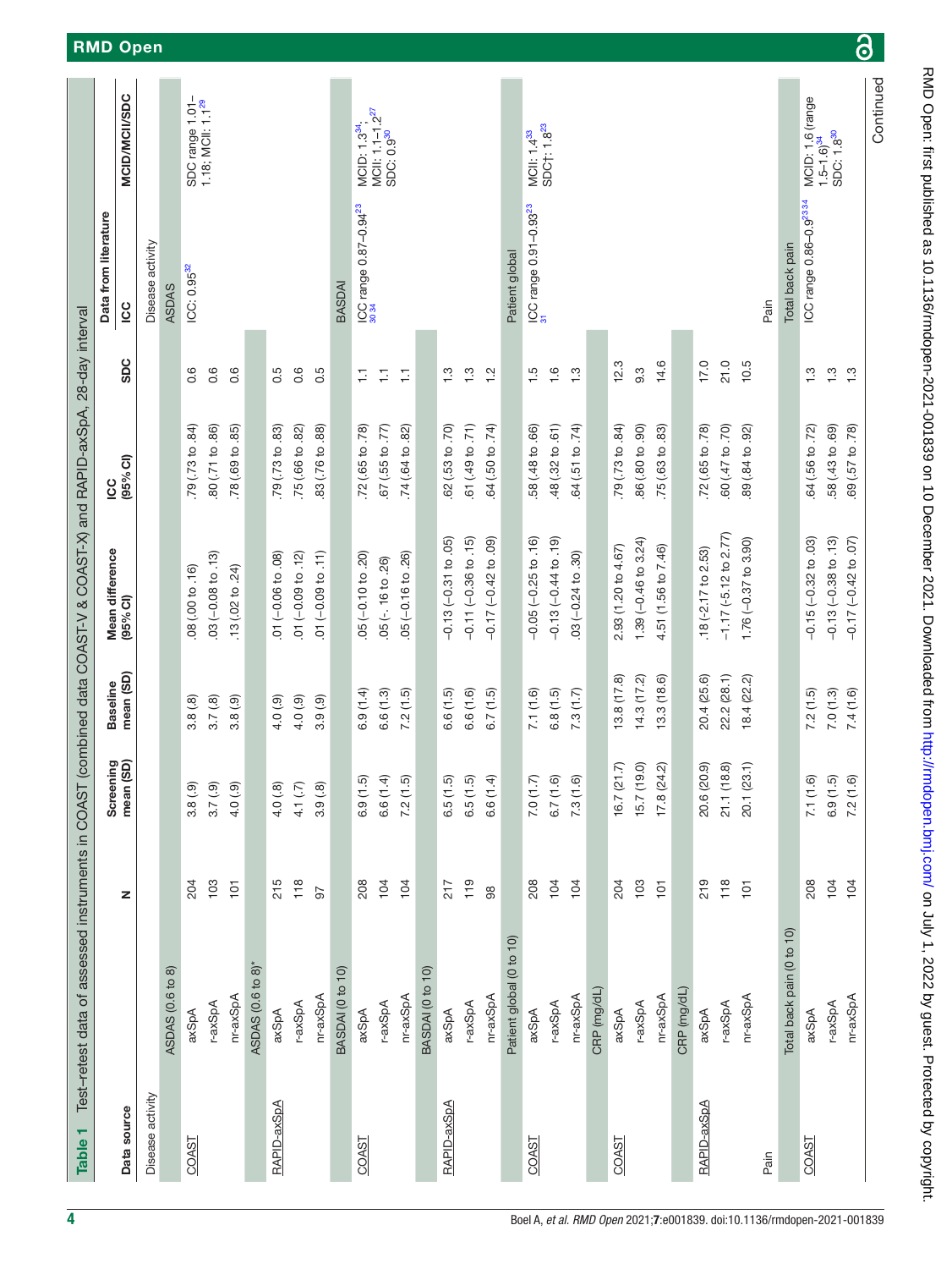**Table 1** Test–retest data of assessed instruments in COAST (combined data COAST-V & COAST-X) and RAPID-axSpA, 28-day interval

| Data source | | N | Screening mean (SD) | Baseline mean (SD) | Mean difference (95% CI) | ICC (95% CI) | SDC | Data from literature ICC | MCID/MCII/SDC |
|---|---|---|---|---|---|---|---|---|---|
| Disease activity | | | | | | | | Disease activity | |
| | ASDAS (0.6 to 8) | | | | | | | ASDAS | |
| COAST | axSpA | 204 | 3.8 (.9) | 3.8 (.8) | .08 (.00 to .16) | .79 (.73 to .84) | 0.6 | ICC: 0.95[32] | SDC range 1.01–1.18; MCII: 1.1[29] |
| | r-axSpA | 103 | 3.7 (.9) | 3.7 (.8) | .03 (−0.08 to .13) | .80 (.71 to .86) | 0.6 | | |
| | nr-axSpA | 101 | 4.0 (.9) | 3.8 (.9) | .13 (.02 to .24) | .78 (.69 to .85) | 0.6 | | |
| | ASDAS (0.6 to 8)* | | | | | | | | |
| RAPID-axSpA | axSpA | 215 | 4.0 (.8) | 4.0 (.9) | .01 (−0.06 to .08) | .79 (.73 to .83) | 0.5 | | |
| | r-axSpA | 118 | 4.1 (.7) | 4.0 (.9) | .01 (−0.09 to .12) | .75 (.66 to .82) | 0.6 | | |
| | nr-axSpA | 97 | 3.9 (.8) | 3.9 (.9) | .01 (−0.09 to .11) | .83 (.76 to .88) | 0.5 | | |
| | BASDAI (0 to 10) | | | | | | | BASDAI | |
| COAST | axSpA | 208 | 6.9 (1.5) | 6.9 (1.4) | .05 (−0.10 to .20) | .72 (.65 to .78) | 1.1 | ICC range 0.87–0.94[23 30 34] | MCID: 1.3[34]; MCII: 1.1–1.2[27]; SDC: 0.9[30] |
| | r-axSpA | 104 | 6.6 (1.4) | 6.6 (1.3) | .05 (-. 16 to .26) | .67 (.55 to .77) | 1.1 | | |
| | nr-axSpA | 104 | 7.2 (1.5) | 7.2 (1.5) | .05 (−0.16 to .26) | .74 (.64 to .82) | 1.1 | | |
| | BASDAI (0 to 10) | | | | | | | | |
| RAPID-axSpA | axSpA | 217 | 6.5 (1.5) | 6.6 (1.5) | −0.13 (−0.31 to .05) | .62 (.53 to .70) | 1.3 | | |
| | r-axSpA | 119 | 6.5 (1.5) | 6.6 (1.6) | −0.11 (−0.36 to .15) | .61 (.49 to .71) | 1.3 | | |
| | nr-axSpA | 98 | 6.6 (1.4) | 6.7 (1.5) | −0.17 (−0.42 to .09) | .64 (.50 to .74) | 1.2 | | |
| | Patient global (0 to 10) | | | | | | | Patient global | |
| COAST | axSpA | 208 | 7.0 (1.7) | 7.1 (1.6) | −0.05 (−0.25 to .16) | .58 (.48 to .66) | 1.5 | ICC range 0.91–0.93[23 31] | MCII: 1.4[33]; SDC†: 1.8[23] |
| | r-axSpA | 104 | 6.7 (1.6) | 6.8 (1.5) | −0.13 (−0.44 to .19) | .48 (.32 to .61) | 1.6 | | |
| | nr-axSpA | 104 | 7.3 (1.6) | 7.3 (1.7) | .03 (−0.24 to .30) | .64 (.51 to .74) | 1.3 | | |
| | CRP (mg/dL) | | | | | | | | |
| COAST | axSpA | 204 | 16.7 (21.7) | 13.8 (17.8) | 2.93 (1.20 to 4.67) | .79 (.73 to .84) | 12.3 | | |
| | r-axSpA | 103 | 15.7 (19.0) | 14.3 (17.2) | 1.39 (−0.46 to 3.24) | .86 (.80 to .90) | 9.3 | | |
| | nr-axSpA | 101 | 17.8 (24.2) | 13.3 (18.6) | 4.51 (1.56 to 7.46) | .75 (.63 to .83) | 14.6 | | |
| | CRP (mg/dL) | | | | | | | | |
| RAPID-axSpA | axSpA | 219 | 20.6 (20.9) | 20.4 (25.6) | .18 (-2.17 to 2.53) | .72 (.65 to .78) | 17.0 | | |
| | r-axSpA | 118 | 21.1 (18.8) | 22.2 (28.1) | −1.17 (-5.12 to 2.77) | .60 (.47 to .70) | 21.0 | | |
| | nr-axSpA | 101 | 20.1 (23.1) | 18.4 (22.2) | 1.76 (−0.37 to 3.90) | .89 (.84 to .92) | 10.5 | | |
| Pain | | | | | | | | Pain | |
| | Total back pain (0 to 10) | | | | | | | Total back pain | |
| COAST | axSpA | 208 | 7.1 (1.6) | 7.2 (1.5) | −0.15 (−0.32 to .03) | .64 (.56 to .72) | 1.3 | ICC range 0.86–0.9[23 34] | MCID: 1.6 (range 1.5–1.6)[34]; SDC: 1.8[30] |
| | r-axSpA | 104 | 6.9 (1.5) | 7.0 (1.3) | −0.13 (−0.38 to .13) | .58 (.43 to .69) | 1.3 | | |
| | nr-axSpA | 104 | 7.2 (1.6) | 7.4 (1.6) | −0.17 (−0.42 to .07) | .69 (.57 to .78) | 1.3 | | |

Continued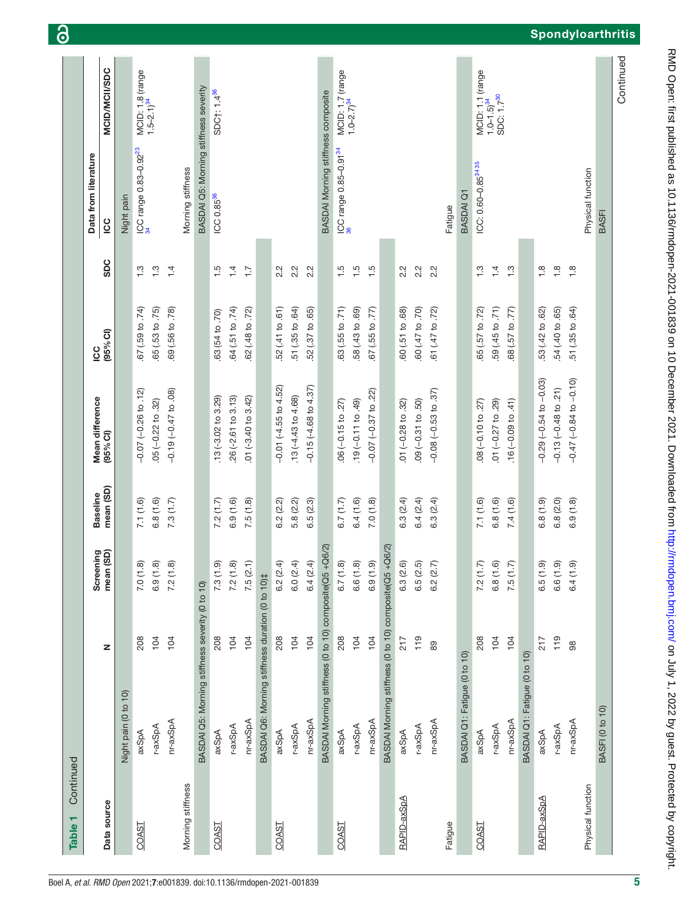**Table 1** Continued

| Data source | | N | Screening mean (SD) | Baseline mean (SD) | Mean difference (95% CI) | ICC (95% CI) | SDC | Data from literature ICC | MCID/MCII/SDC |
|---|---|---|---|---|---|---|---|---|---|
| | Night pain (0 to 10) | | | | | | | Night pain | |
| COAST | axSpA | 208 | 7.0 (1.8) | 7.1 (1.6) | −0.07 (−0.26 to .12) | .67 (.59 to .74) | 1.3 | ICC range 0.83–0.92[23 34] | MCID: 1.8 (range 1.5–2.1)[34] |
| | r-axSpA | 104 | 6.9 (1.8) | 6.8 (1.6) | .05 (−0.22 to .32) | .65 (.53 to .75) | 1.3 | | |
| | nr-axSpA | 104 | 7.2 (1.8) | 7.3 (1.7) | −0.19 (−0.47 to .08) | .69 (.56 to .78) | 1.4 | | |
| Morning stiffness | | | | | | | | Morning stiffness | |
| | BASDAI Q5: Morning stiffness severity (0 to 10) | | | | | | | BASDAI Q5: Morning stiffness severity | |
| COAST | axSpA | 208 | 7.3 (1.9) | 7.2 (1.7) | .13 (-3.02 to 3.29) | .63 (54 to .70) | 1.5 | ICC 0.85[36] | SDC†: 1.4[36] |
| | r-axSpA | 104 | 7.2 (1.8) | 6.9 (1.6) | .26 (-2.61 to 3.13) | .64 (.51 to .74) | 1.4 | | |
| | nr-axSpA | 104 | 7.5 (2.1) | 7.5 (1.8) | .01 (-3.40 to 3.42) | .62 (.48 to .72) | 1.7 | | |
| | BASDAI Q6: Morning stiffness duration (0 to 10)‡ | | | | | | | | |
| COAST | axSpA | 208 | 6.2 (2.4) | 6.2 (2.2) | -0.01 (-4.55 to 4.52) | .52 (.41 to .61) | 2.2 | | |
| | r-axSpA | 104 | 6.0 (2.4) | 5.8 (2.2) | .13 (-4.43 to 4.68) | .51 (.35 to .64) | 2.2 | | |
| | nr-axSpA | 104 | 6.4 (2.4) | 6.5 (2.3) | -0.15 (-4.68 to 4.37) | .52 (.37 to .65) | 2.2 | | |
| | BASDAI Morning stiffness (0 to 10) composite(Q5 +Q6/2) | | | | | | | BASDAI Morning stiffness composite | |
| COAST | axSpA | 208 | 6.7 (1.8) | 6.7 (1.7) | .06 (−0.15 to .27) | .63 (.55 to .71) | 1.5 | ICC range 0.85–0.91[34 36] | MCID: 1.7 (range 1.0–2.7)[34] |
| | r-axSpA | 104 | 6.6 (1.8) | 6.4 (1.6) | .19 (−0.11 to .49) | .58 (.43 to .69) | 1.5 | | |
| | nr-axSpA | 104 | 6.9 (1.9) | 7.0 (1.8) | −0.07 (−0.37 to .22) | .67 (.55 to .77) | 1.5 | | |
| | BASDAI Morning stiffness (0 to 10) composite(Q5 +Q6/2) | | | | | | | | |
| RAPID-axSpA | axSpA | 217 | 6.3 (2.6) | 6.3 (2.4) | .01 (−0.28 to .32) | .60 (.51 to .68) | 2.2 | | |
| | r-axSpA | 119 | 6.5 (2.5) | 6.4 (2.4) | .09 (−0.31 to .50) | .60 (.47 to .70) | 2.2 | | |
| | nr-axSpA | 89 | 6.2 (2.7) | 6.3 (2.4) | −0.08 (−0.53 to .37) | .61 (.47 to .72) | 2.2 | | |
| Fatigue | | | | | | | | Fatigue | |
| | BASDAI Q1: Fatigue (0 to 10) | | | | | | | BASDAI Q1 | |
| COAST | axSpA | 208 | 7.2 (1.7) | 7.1 (1.6) | .08 (−0.10 to .27) | .65 (.57 to .72) | 1.3 | ICC: 0.60–0.85[34 35] | MCID: 1.1 (range 1.0–1.5)[34] SDC: 1.7[30] |
| | r-axSpA | 104 | 6.8 (1.6) | 6.8 (1.6) | .01 (−0.27 to .29) | .59 (.45 to .71) | 1.4 | | |
| | nr-axSpA | 104 | 7.5 (1.7) | 7.4 (1.6) | .16 (−0.09 to .41) | .68 (.57 to .77) | 1.3 | | |
| | BASDAI Q1: Fatigue (0 to 10) | | | | | | | | |
| RAPID-axSpA | axSpA | 217 | 6.5 (1.9) | 6.8 (1.9) | −0.29 (−0.54 to −0.03) | .53 (.42 to .62) | 1.8 | | |
| | r-axSpA | 119 | 6.6 (1.9) | 6.8 (2.0) | −0.13 (−0.48 to .21) | .54 (.40 to .65) | 1.8 | | |
| | nr-axSpA | 98 | 6.4 (1.9) | 6.9 (1.8) | −0.47 (−0.84 to −0.10) | .51 (.35 to .64) | 1.8 | | |
| Physical function | | | | | | | | Physical function | |
| | BASFI (0 to 10) | | | | | | | BASFI | |

Continued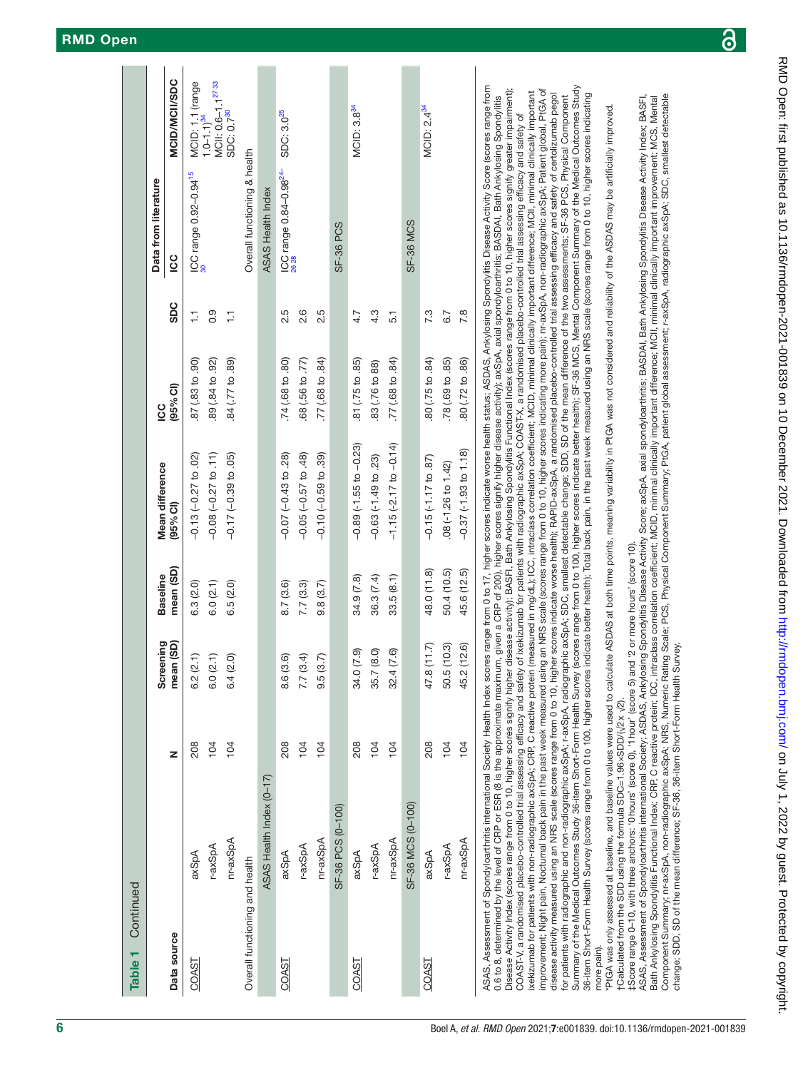**Table 1** Continued

| Data source | | N | Screening mean (SD) | Baseline mean (SD) | Mean difference (95% CI) | ICC (95% CI) | SDC | Data from literature ICC | MCID/MCII/SDC |
|---|---|---|---|---|---|---|---|---|---|
| COAST | axSpA | 208 | 6.2 (2.1) | 6.3 (2.0) | −0.13 (−0.27 to .02) | .87 (.83 to .90) | 1.1 | ICC range 0.92–0.94[15 30] | MCID: 1.1 (range 1.0–1.1)[34] MCII: 0.6–1.1[27 33] SDC: 0.7[30] |
| | r-axSpA | 104 | 6.0 (2.1) | 6.0 (2.1) | −0.08 (−0.27 to .11) | .89 (.84 to .92) | 0.9 | | |
| | nr-axSpA | 104 | 6.4 (2.0) | 6.5 (2.0) | −0.17 (−0.39 to .05) | .84 (.77 to .89) | 1.1 | | |
| Overall functioning and health | | | | | | | | Overall functioning & health | |
| | ASAS Health Index (0–17) | | | | | | | ASAS Health Index | |
| COAST | axSpA | 208 | 8.6 (3.6) | 8.7 (3.6) | −0.07 (−0.43 to .28) | .74 (.68 to .80) | 2.5 | ICC range 0.84–0.98[24–26 28] | SDC: 3.0[25] |
| | r-axSpA | 104 | 7.7 (3.4) | 7.7 (3.3) | −0.05 (−0.57 to .48) | .68 (.56 to .77) | 2.6 | | |
| | nr-axSpA | 104 | 9.5 (3.7) | 9.8 (3.7) | −0.10 (−0.59 to .39) | .77 (.68 to .84) | 2.5 | | |
| | SF-36 PCS (0–100) | | | | | | | SF-36 PCS | |
| COAST | axSpA | 208 | 34.0 (7.9) | 34.9 (7.8) | −0.89 (-1.55 to −0.23) | .81 (.75 to .85) | 4.7 | | MCID: 3.8[34] |
| | r-axSpA | 104 | 35.7 (8.0) | 36.3 (7.4) | −0.63 (-1.49 to .23) | .83 (.76 to 88) | 4.3 | | |
| | nr-axSpA | 104 | 32.4 (7.6) | 33.5 (8.1) | −1.15 (-2.17 to −0.14) | .77 (.68 to .84) | 5.1 | | |
| | SF-36 MCS (0–100) | | | | | | | SF-36 MCS | |
| COAST | axSpA | 208 | 47.8 (11.7) | 48.0 (11.8) | −0.15 (-1.17 to .87) | .80 (.75 to .84) | 7.3 | | MCID: 2.4[34] |
| | r-axSpA | 104 | 50.5 (10.3) | 50.4 (10.5) | .08 (-1.26 to 1.42) | .78 (.69 to .85) | 6.7 | | |
| | nr-axSpA | 104 | 45.2 (12.6) | 45.6 (12.5) | −0.37 (-1.93 to 1.18) | .80 (.72 to .86) | 7.8 | | |

ASAS, Assessment of Spondyloarthritis international Society Health Index scores range from 0 to 17, higher scores indicate worse health status; ASDAS, Ankylosing Spondylitis Disease Activity Score (scores range from 0.6 to 8, determined by the level of CRP or ESR (8 is the approximate maximum, given a CRP of 200), higher scores signify higher disease activity); axSpA, axial spondyloarthritis; BASDAI, Bath Ankylosing Spondylitis Disease Activity Index (scores range from 0 to 10, higher scores signify higher disease activity); BASFI, Bath Ankylosing Spondylitis Functional Index (scores range from 0 to 10, higher scores signify greater impairment); COAST-V, a randomised placebo-controlled trial assessing efficacy and safety of ixekizumab for patients with radiographic axSpA; COAST-X, a randomised placebo-controlled trial assessing efficacy and safety of ixekizumab for patients with non-radiographic axSpA; CRP, C reactive protein (measured in mg/dL); ICC, intraclass correlation coefficient; MCID, minimal clinically important difference; MCII, minimal clinically important improvement; Night pain, Nocturnal back pain in the past week measured using an NRS scale (scores range from 0 to 10, higher scores indicating more pain); nr-axSpA, non-radiographic axSpA; Patient global, PtGA of disease activity measured using an NRS scale (scores range from 0 to 10, higher scores indicate worse health); RAPID-axSpA, a randomised placebo-controlled trial assessing efficacy and safety of certolizumab pegol for patients with radiographic and non-radiographic axSpA; r-axSpA, radiographic axSpA; SDC, smallest detectable change; SDD, SD of the mean difference of the two assessments; SF-36 PCS, Physical Component Summary of the Medical Outcomes Study 36-item Short-Form Health Survey (scores range from 0 to 100, higher scores indicate better health); SF-36 MCS, Mental Component Summary of the Medical Outcomes Study 36-item Short-Form Health Survey (scores range from 0 to 100, higher scores indicate better health); Total back pain, in the past week measured using an NRS scale (scores range from 0 to 10, higher scores indicating more pain).

*PtGA was only assessed at baseline, and baseline values were used to calculate ASDAS at both time points, meaning variability in PtGA was not considered and reliability of the ASDAS may be artificially improved.

†Calculated from the SDD using the formula SDC=1.96×SDD/(√2 x √2).

‡Score range 0–10, with three anchors: '0 hours' (score 0), '1 hour' (score 5) and '2 or more hours' (score 10).

ASAS, Assessment of Spondyloarthritis international Society; ASDAS, Ankylosing Spondylitis Disease Activity Score; axSpA, axial spondyloarthritis; BASDAI, Bath Ankylosing Spondylitis Disease Activity Index; BASFI, Bath Ankylosing Spondylitis Functional Index; CRP, C reactive protein; ICC, intraclass correlation coefficient; MCID, minimal clinically important difference; MCII, minimal clinically important improvement; MCS, Mental Component Summary; nr-axSpA, non-radiographic axSpA; NRS, Numeric Rating Scale; PCS, Physical Component Summary; PtGA, patient global assessment; r-axSpA, radiographic axSpA; SDC, smallest detectable change; SDD, SD of the mean difference; SF-36, 36-item Short-Form Health Survey.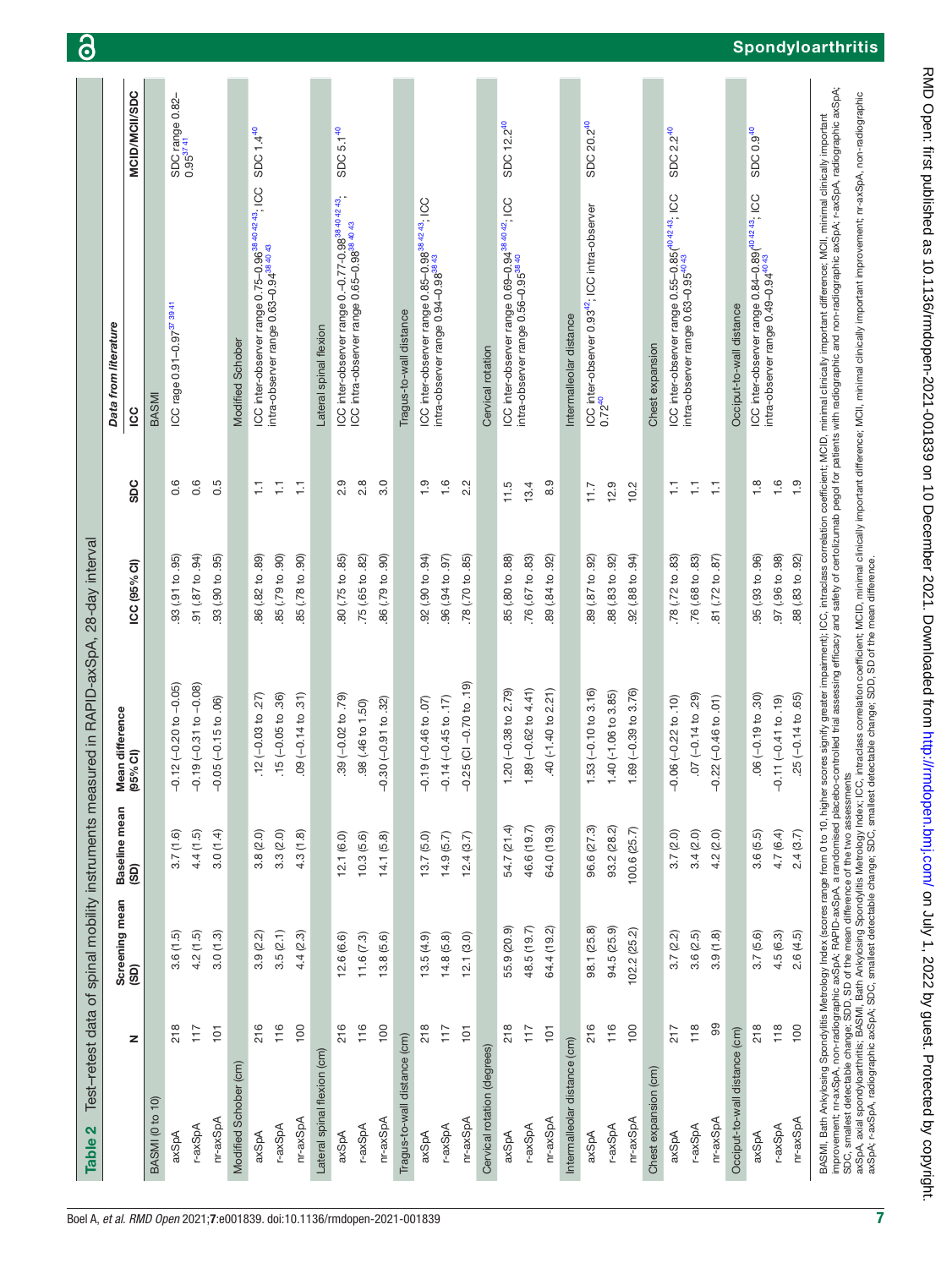**Table 2** Test–retest data of spinal mobility instruments measured in RAPID-axSpA, 28-day interval

| | N | Screening mean (SD) | Baseline mean (SD) | Mean difference (95% CI) | ICC (95% CI) | SDC | Data from literature: ICC | MCID/MCII/SDC |
|---|---|---|---|---|---|---|---|---|
| **BASMI (0 to 10)** | | | | | | | BASMI | |
| axSpA | 218 | 3.6 (1.5) | 3.7 (1.6) | −0.12 (−0.20 to −0.05) | .93 (.91 to .95) | 0.6 | ICC rage 0.91–0.97[37 39 41] | SDC range 0.82–0.95[37 41] |
| r-axSpA | 117 | 4.2 (1.5) | 4.4 (1.5) | −0.19 (−0.31 to −0.08) | .91 (.87 to .94) | 0.6 | | |
| nr-axSpA | 101 | 3.0 (1.3) | 3.0 (1.4) | −0.05 (−0.15 to .06) | .93 (.90 to .95) | 0.5 | | |
| **Modified Schober (cm)** | | | | | | | Modified Schober | |
| axSpA | 216 | 3.9 (2.2) | 3.8 (2.0) | .12 (−0.03 to .27) | .86 (.82 to .89) | 1.1 | ICC inter-observer range 0.75–0.96[38 40 42 43]; ICC intra-observer range 0.63–0.94[38 40 43] | SDC 1.4[40] |
| r-axSpA | 116 | 3.5 (2.1) | 3.3 (2.0) | .15 (−0.05 to .36) | .85 (.79 to .90) | 1.1 | | |
| nr-axSpA | 100 | 4.4 (2.3) | 4.3 (1.8) | .09 (−0.14 to .31) | .85 (.78 to .90) | 1.1 | | |
| **Lateral spinal flexion (cm)** | | | | | | | Lateral spinal flexion | |
| axSpA | 216 | 12.6 (6.6) | 12.1 (6.0) | .39 (−0.02 to .79) | .80 (.75 to .85) | 2.9 | ICC inter-observer range 0.–0.77–0.98[38 40 42 43]; ICC intra-observer range 0.65–0.98[38 40 43] | SDC 5.1[40] |
| r-axSpA | 116 | 11.6 (7.3) | 10.3 (5.6) | .98 (.46 to 1.50) | .75 (.65 to .82) | 2.8 | | |
| nr-axSpA | 100 | 13.8 (5.6) | 14.1 (5.8) | −0.30 (−0.91 to .32) | .86 (.79 to .90) | 3.0 | | |
| **Tragus-to-wall distance (cm)** | | | | | | | Tragus-to-wall distance | |
| axSpA | 218 | 13.5 (4.9) | 13.7 (5.0) | −0.19 (−0.46 to .07) | .92 (.90 to .94) | 1.9 | ICC inter-observer range 0.85–0.98[38 42 43]; ICC intra-observer range 0.94–0.98[38 43] | |
| r-axSpA | 117 | 14.8 (5.8) | 14.9 (5.7) | −0.14 (−0.45 to .17) | .96 (.94 to .97) | 1.6 | | |
| nr-axSpA | 101 | 12.1 (3.0) | 12.4 (3.7) | −0.25 (CI −0.70 to .19) | .78 (.70 to .85) | 2.2 | | |
| **Cervical rotation (degrees)** | | | | | | | Cervical rotation | |
| axSpA | 218 | 55.9 (20.9) | 54.7 (21.4) | 1.20 (−0.38 to 2.79) | .85 (.80 to .88) | 11.5 | ICC inter-observer range 0.69–0.94[38 40 42]; ICC intra-observer range 0.56–0.95[38 40] | SDC 12.2[40] |
| r-axSpA | 117 | 48.5 (19.7) | 46.6 (19.7) | 1.89 (−0.62 to 4.41) | .76 (.67 to .83) | 13.4 | | |
| nr-axSpA | 101 | 64.4 (19.2) | 64.0 (19.3) | .40 (−1.40 to 2.21) | .89 (.84 to .92) | 8.9 | | |
| **Intermalleolar distance (cm)** | | | | | | | Intermalleolar distance | |
| axSpA | 216 | 98.1 (25.8) | 96.6 (27.3) | 1.53 (−0.10 to 3.16) | .89 (.87 to .92) | 11.7 | ICC inter-observer 0.93[42]; ICC intra-observer 0.72[40] | SDC 20.2[40] |
| r-axSpA | 116 | 94.5 (25.9) | 93.2 (28.2) | 1.40 (−1.06 to 3.85) | .88 (.83 to .92) | 12.9 | | |
| nr-axSpA | 100 | 102.2 (25.2) | 100.6 (25.7) | 1.69 (−0.39 to 3.76) | .92 (.88 to .94) | 10.2 | | |
| **Chest expansion (cm)** | | | | | | | Chest expansion | |
| axSpA | 217 | 3.7 (2.2) | 3.7 (2.0) | −0.06 (−0.22 to .10) | .78 (.72 to .83) | 1.1 | ICC inter-observer range 0.55–0.85[40 42 43]; ICC intra-observer range 0.63–0.95[40 43] | SDC 2.2[40] |
| r-axSpA | 118 | 3.6 (2.5) | 3.4 (2.0) | .07 (−0.14 to .29) | .76 (.68 to .83) | 1.1 | | |
| nr-axSpA | 99 | 3.9 (1.8) | 4.2 (2.0) | −0.22 (−0.46 to .01) | .81 (.72 to .87) | 1.1 | | |
| **Occiput-to-wall distance (cm)** | | | | | | | Occiput-to-wall distance | |
| axSpA | 218 | 3.7 (5.6) | 3.6 (5.5) | .06 (−0.19 to .30) | .95 (.93 to .96) | 1.8 | ICC inter-observer range 0.84–0.89[40 42 43]; ICC intra-observer range 0.49–0.94[40 43] | SDC 0.9[40] |
| r-axSpA | 118 | 4.5 (6.3) | 4.7 (6.4) | −0.11 (−0.41 to .19) | .97 (.96 to .98) | 1.6 | | |
| nr-axSpA | 100 | 2.6 (4.5) | 2.4 (3.7) | .25 (−0.14 to .65) | .88 (.83 to .92) | 1.9 | | |

BASMI, Bath Ankylosing Spondylitis Metrology Index (scores range from 0 to 10, higher scores signify greater impairment); ICC, intraclass correlation coefficient; MCID, minimal clinically important difference; MCII, minimal clinically important improvement; nr-axSpA, non-radiographic axSpA; RAPID-axSpA, a randomised placebo-controlled trial assessing efficacy and safety of certolizumab pegol for patients with radiographic and non-radiographic axSpA; r-axSpA, radiographic axSpA; SDC, smallest detectable change; SDD, SD of the mean difference of the two assessments

axSpA, axial spondyloarthritis; BASMI, Bath Ankylosing Spondylitis Metrology Index; ICC, intraclass correlation coefficient; MCID, minimal clinically important difference; MCII, minimal clinically important improvement; nr-axSpA, non-radiographic axSpA; r-axSpA, radiographic axSpA; SDC, smallest detectable change; SDD, SD of the mean difference.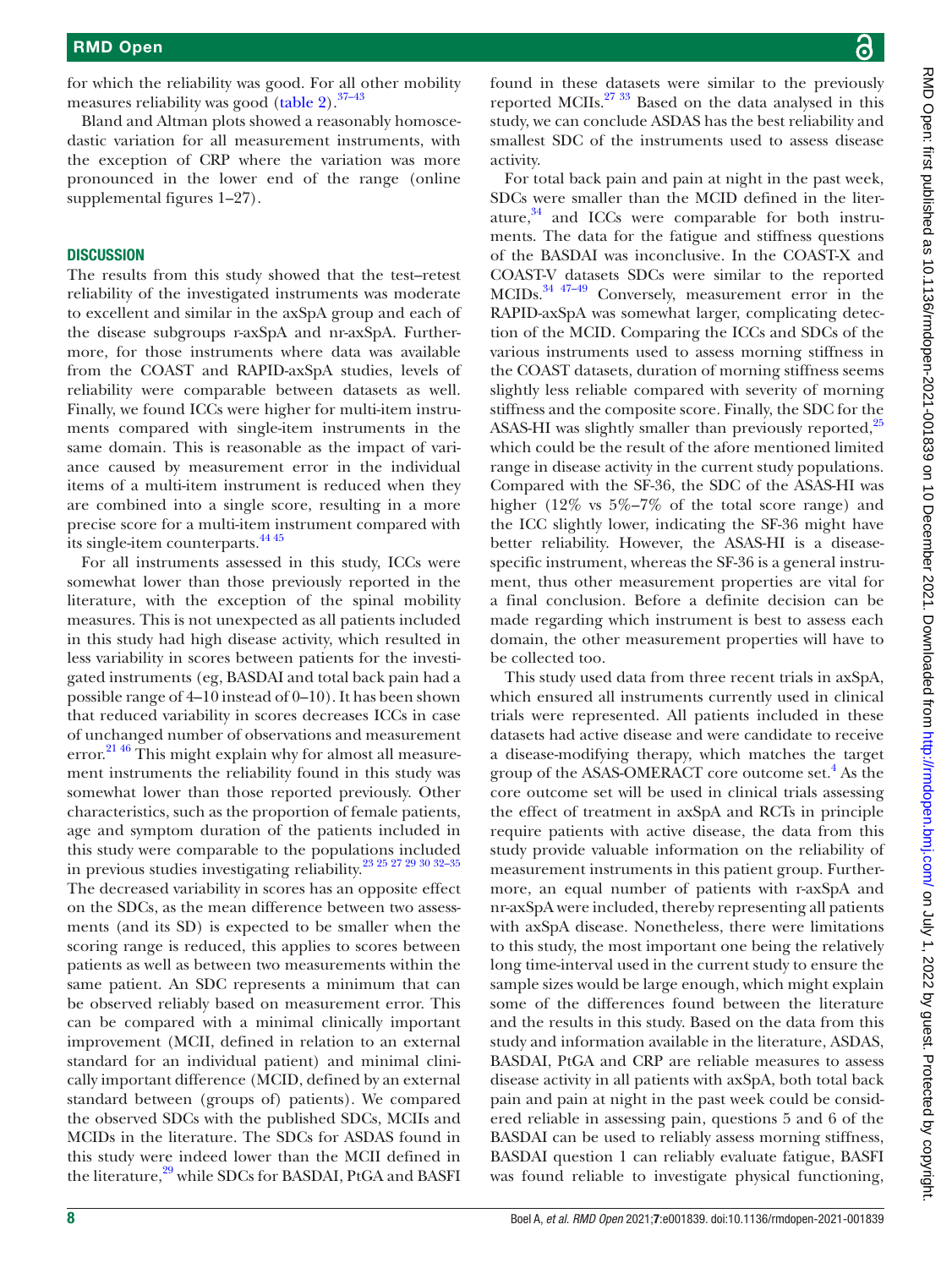for which the reliability was good. For all other mobility measures reliability was good (table 2).[37–43]

Bland and Altman plots showed a reasonably homoscedastic variation for all measurement instruments, with the exception of CRP where the variation was more pronounced in the lower end of the range (online supplemental figures 1–27).

## DISCUSSION

The results from this study showed that the test–retest reliability of the investigated instruments was moderate to excellent and similar in the axSpA group and each of the disease subgroups r-axSpA and nr-axSpA. Furthermore, for those instruments where data was available from the COAST and RAPID-axSpA studies, levels of reliability were comparable between datasets as well. Finally, we found ICCs were higher for multi-item instruments compared with single-item instruments in the same domain. This is reasonable as the impact of variance caused by measurement error in the individual items of a multi-item instrument is reduced when they are combined into a single score, resulting in a more precise score for a multi-item instrument compared with its single-item counterparts.[44 45]

For all instruments assessed in this study, ICCs were somewhat lower than those previously reported in the literature, with the exception of the spinal mobility measures. This is not unexpected as all patients included in this study had high disease activity, which resulted in less variability in scores between patients for the investigated instruments (eg, BASDAI and total back pain had a possible range of 4–10 instead of 0–10). It has been shown that reduced variability in scores decreases ICCs in case of unchanged number of observations and measurement error.[21 46] This might explain why for almost all measurement instruments the reliability found in this study was somewhat lower than those reported previously. Other characteristics, such as the proportion of female patients, age and symptom duration of the patients included in this study were comparable to the populations included in previous studies investigating reliability.[23 25 27 29 30 32–35] The decreased variability in scores has an opposite effect on the SDCs, as the mean difference between two assessments (and its SD) is expected to be smaller when the scoring range is reduced, this applies to scores between patients as well as between two measurements within the same patient. An SDC represents a minimum that can be observed reliably based on measurement error. This can be compared with a minimal clinically important improvement (MCII, defined in relation to an external standard for an individual patient) and minimal clinically important difference (MCID, defined by an external standard between (groups of) patients). We compared the observed SDCs with the published SDCs, MCIIs and MCIDs in the literature. The SDCs for ASDAS found in this study were indeed lower than the MCII defined in the literature,[29] while SDCs for BASDAI, PtGA and BASFI found in these datasets were similar to the previously reported MCIIs.[27 33] Based on the data analysed in this study, we can conclude ASDAS has the best reliability and smallest SDC of the instruments used to assess disease activity.

For total back pain and pain at night in the past week, SDCs were smaller than the MCID defined in the literature,[34] and ICCs were comparable for both instruments. The data for the fatigue and stiffness questions of the BASDAI was inconclusive. In the COAST-X and COAST-V datasets SDCs were similar to the reported MCIDs.[34 47–49] Conversely, measurement error in the RAPID-axSpA was somewhat larger, complicating detection of the MCID. Comparing the ICCs and SDCs of the various instruments used to assess morning stiffness in the COAST datasets, duration of morning stiffness seems slightly less reliable compared with severity of morning stiffness and the composite score. Finally, the SDC for the ASAS-HI was slightly smaller than previously reported,[25] which could be the result of the afore mentioned limited range in disease activity in the current study populations. Compared with the SF-36, the SDC of the ASAS-HI was higher (12% vs 5%–7% of the total score range) and the ICC slightly lower, indicating the SF-36 might have better reliability. However, the ASAS-HI is a disease-specific instrument, whereas the SF-36 is a general instrument, thus other measurement properties are vital for a final conclusion. Before a definite decision can be made regarding which instrument is best to assess each domain, the other measurement properties will have to be collected too.

This study used data from three recent trials in axSpA, which ensured all instruments currently used in clinical trials were represented. All patients included in these datasets had active disease and were candidate to receive a disease-modifying therapy, which matches the target group of the ASAS-OMERACT core outcome set.[4] As the core outcome set will be used in clinical trials assessing the effect of treatment in axSpA and RCTs in principle require patients with active disease, the data from this study provide valuable information on the reliability of measurement instruments in this patient group. Furthermore, an equal number of patients with r-axSpA and nr-axSpA were included, thereby representing all patients with axSpA disease. Nonetheless, there were limitations to this study, the most important one being the relatively long time-interval used in the current study to ensure the sample sizes would be large enough, which might explain some of the differences found between the literature and the results in this study. Based on the data from this study and information available in the literature, ASDAS, BASDAI, PtGA and CRP are reliable measures to assess disease activity in all patients with axSpA, both total back pain and pain at night in the past week could be considered reliable in assessing pain, questions 5 and 6 of the BASDAI can be used to reliably assess morning stiffness, BASDAI question 1 can reliably evaluate fatigue, BASFI was found reliable to investigate physical functioning,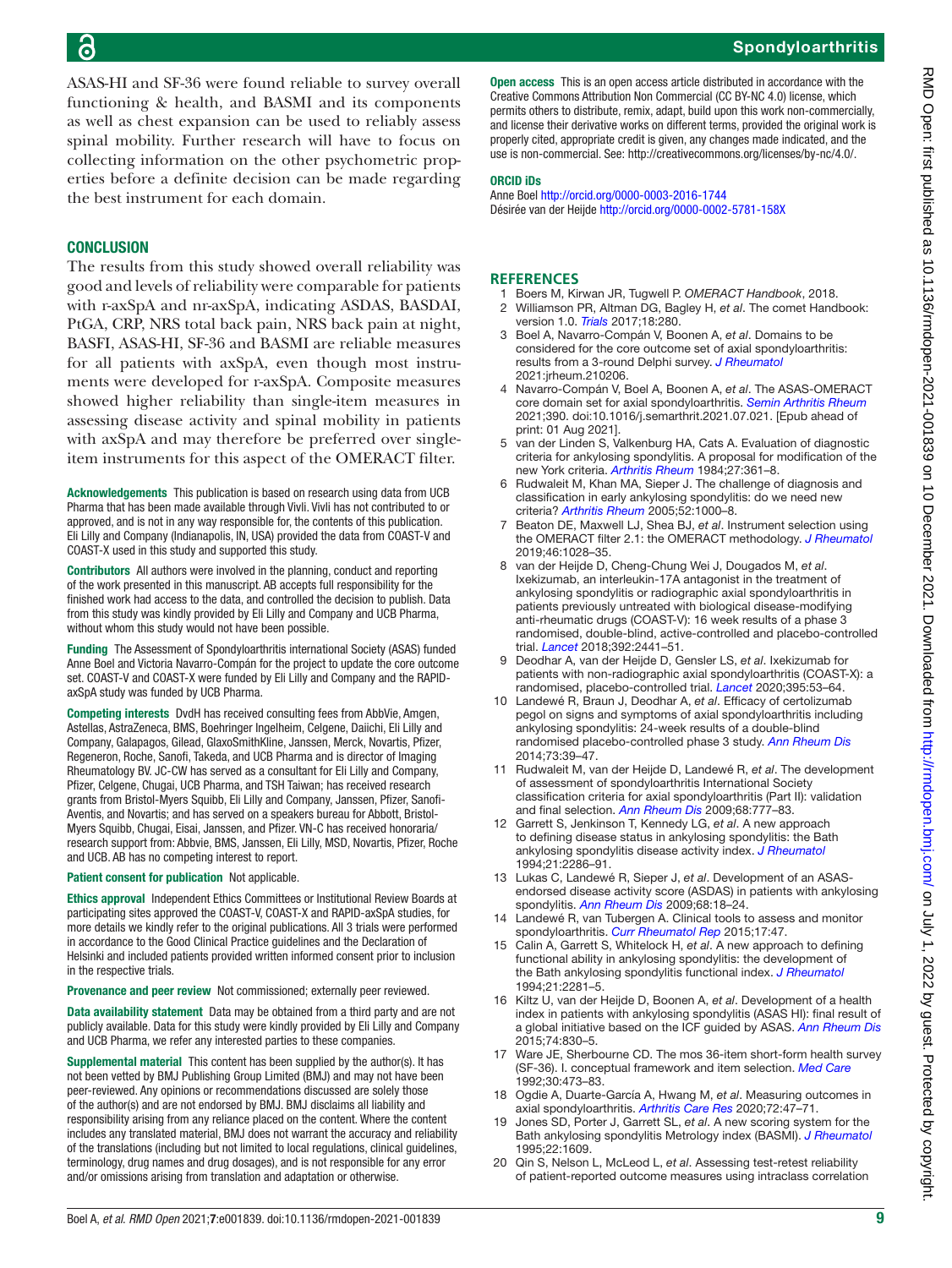ASAS-HI and SF-36 were found reliable to survey overall functioning & health, and BASMI and its components as well as chest expansion can be used to reliably assess spinal mobility. Further research will have to focus on collecting information on the other psychometric properties before a definite decision can be made regarding the best instrument for each domain.

## CONCLUSION

The results from this study showed overall reliability was good and levels of reliability were comparable for patients with r-axSpA and nr-axSpA, indicating ASDAS, BASDAI, PtGA, CRP, NRS total back pain, NRS back pain at night, BASFI, ASAS-HI, SF-36 and BASMI are reliable measures for all patients with axSpA, even though most instruments were developed for r-axSpA. Composite measures showed higher reliability than single-item measures in assessing disease activity and spinal mobility in patients with axSpA and may therefore be preferred over single-item instruments for this aspect of the OMERACT filter.

**Acknowledgements** This publication is based on research using data from UCB Pharma that has been made available through Vivli. Vivli has not contributed to or approved, and is not in any way responsible for, the contents of this publication. Eli Lilly and Company (Indianapolis, IN, USA) provided the data from COAST-V and COAST-X used in this study and supported this study.

**Contributors** All authors were involved in the planning, conduct and reporting of the work presented in this manuscript. AB accepts full responsibility for the finished work had access to the data, and controlled the decision to publish. Data from this study was kindly provided by Eli Lilly and Company and UCB Pharma, without whom this study would not have been possible.

**Funding** The Assessment of Spondyloarthritis international Society (ASAS) funded Anne Boel and Victoria Navarro-Compán for the project to update the core outcome set. COAST-V and COAST-X were funded by Eli Lilly and Company and the RAPID-axSpA study was funded by UCB Pharma.

**Competing interests** DvdH has received consulting fees from AbbVie, Amgen, Astellas, AstraZeneca, BMS, Boehringer Ingelheim, Celgene, Daiichi, Eli Lilly and Company, Galapagos, Gilead, GlaxoSmithKline, Janssen, Merck, Novartis, Pfizer, Regeneron, Roche, Sanofi, Takeda, and UCB Pharma and is director of Imaging Rheumatology BV. JC-CW has served as a consultant for Eli Lilly and Company, Pfizer, Celgene, Chugai, UCB Pharma, and TSH Taiwan; has received research grants from Bristol-Myers Squibb, Eli Lilly and Company, Janssen, Pfizer, Sanofi-Aventis, and Novartis; and has served on a speakers bureau for Abbott, Bristol-Myers Squibb, Chugai, Eisai, Janssen, and Pfizer. VN-C has received honoraria/ research support from: Abbvie, BMS, Janssen, Eli Lilly, MSD, Novartis, Pfizer, Roche and UCB. AB has no competing interest to report.

**Patient consent for publication** Not applicable.

**Ethics approval** Independent Ethics Committees or Institutional Review Boards at participating sites approved the COAST-V, COAST-X and RAPID-axSpA studies, for more details we kindly refer to the original publications. All 3 trials were performed in accordance to the Good Clinical Practice guidelines and the Declaration of Helsinki and included patients provided written informed consent prior to inclusion in the respective trials.

**Provenance and peer review** Not commissioned; externally peer reviewed.

**Data availability statement** Data may be obtained from a third party and are not publicly available. Data for this study were kindly provided by Eli Lilly and Company and UCB Pharma, we refer any interested parties to these companies.

**Supplemental material** This content has been supplied by the author(s). It has not been vetted by BMJ Publishing Group Limited (BMJ) and may not have been peer-reviewed. Any opinions or recommendations discussed are solely those of the author(s) and are not endorsed by BMJ. BMJ disclaims all liability and responsibility arising from any reliance placed on the content. Where the content includes any translated material, BMJ does not warrant the accuracy and reliability of the translations (including but not limited to local regulations, clinical guidelines, terminology, drug names and drug dosages), and is not responsible for any error and/or omissions arising from translation and adaptation or otherwise.

**Open access** This is an open access article distributed in accordance with the Creative Commons Attribution Non Commercial (CC BY-NC 4.0) license, which permits others to distribute, remix, adapt, build upon this work non-commercially, and license their derivative works on different terms, provided the original work is properly cited, appropriate credit is given, any changes made indicated, and the use is non-commercial. See: http://creativecommons.org/licenses/by-nc/4.0/.

**ORCID iDs**

Anne Boel http://orcid.org/0000-0003-2016-1744
Désirée van der Heijde http://orcid.org/0000-0002-5781-158X

## REFERENCES

1. Boers M, Kirwan JR, Tugwell P. *OMERACT Handbook*, 2018.
2. Williamson PR, Altman DG, Bagley H, *et al*. The comet Handbook: version 1.0. *Trials* 2017;18:280.
3. Boel A, Navarro-Compán V, Boonen A, *et al*. Domains to be considered for the core outcome set of axial spondyloarthritis: results from a 3-round Delphi survey. *J Rheumatol* 2021:jrheum.210206.
4. Navarro-Compán V, Boel A, Boonen A, *et al*. The ASAS-OMERACT core domain set for axial spondyloarthritis. *Semin Arthritis Rheum* 2021;390. doi:10.1016/j.semarthrit.2021.07.021. [Epub ahead of print: 01 Aug 2021].
5. van der Linden S, Valkenburg HA, Cats A. Evaluation of diagnostic criteria for ankylosing spondylitis. A proposal for modification of the new York criteria. *Arthritis Rheum* 1984;27:361–8.
6. Rudwaleit M, Khan MA, Sieper J. The challenge of diagnosis and classification in early ankylosing spondylitis: do we need new criteria? *Arthritis Rheum* 2005;52:1000–8.
7. Beaton DE, Maxwell LJ, Shea BJ, *et al*. Instrument selection using the OMERACT filter 2.1: the OMERACT methodology. *J Rheumatol* 2019;46:1028–35.
8. van der Heijde D, Cheng-Chung Wei J, Dougados M, *et al*. Ixekizumab, an interleukin-17A antagonist in the treatment of ankylosing spondylitis or radiographic axial spondyloarthritis in patients previously untreated with biological disease-modifying anti-rheumatic drugs (COAST-V): 16 week results of a phase 3 randomised, double-blind, active-controlled and placebo-controlled trial. *Lancet* 2018;392:2441–51.
9. Deodhar A, van der Heijde D, Gensler LS, *et al*. Ixekizumab for patients with non-radiographic axial spondyloarthritis (COAST-X): a randomised, placebo-controlled trial. *Lancet* 2020;395:53–64.
10. Landewé R, Braun J, Deodhar A, *et al*. Efficacy of certolizumab pegol on signs and symptoms of axial spondyloarthritis including ankylosing spondylitis: 24-week results of a double-blind randomised placebo-controlled phase 3 study. *Ann Rheum Dis* 2014;73:39–47.
11. Rudwaleit M, van der Heijde D, Landewé R, *et al*. The development of assessment of spondyloarthritis International Society classification criteria for axial spondyloarthritis (Part II): validation and final selection. *Ann Rheum Dis* 2009;68:777–83.
12. Garrett S, Jenkinson T, Kennedy LG, *et al*. A new approach to defining disease status in ankylosing spondylitis: the Bath ankylosing spondylitis disease activity index. *J Rheumatol* 1994;21:2286–91.
13. Lukas C, Landewé R, Sieper J, *et al*. Development of an ASAS-endorsed disease activity score (ASDAS) in patients with ankylosing spondylitis. *Ann Rheum Dis* 2009;68:18–24.
14. Landewé R, van Tubergen A. Clinical tools to assess and monitor spondyloarthritis. *Curr Rheumatol Rep* 2015;17:47.
15. Calin A, Garrett S, Whitelock H, *et al*. A new approach to defining functional ability in ankylosing spondylitis: the development of the Bath ankylosing spondylitis functional index. *J Rheumatol* 1994;21:2281–5.
16. Kiltz U, van der Heijde D, Boonen A, *et al*. Development of a health index in patients with ankylosing spondylitis (ASAS HI): final result of a global initiative based on the ICF guided by ASAS. *Ann Rheum Dis* 2015;74:830–5.
17. Ware JE, Sherbourne CD. The mos 36-item short-form health survey (SF-36). I. conceptual framework and item selection. *Med Care* 1992;30:473–83.
18. Ogdie A, Duarte-García A, Hwang M, *et al*. Measuring outcomes in axial spondyloarthritis. *Arthritis Care Res* 2020;72:47–71.
19. Jones SD, Porter J, Garrett SL, *et al*. A new scoring system for the Bath ankylosing spondylitis Metrology index (BASMI). *J Rheumatol* 1995;22:1609.
20. Qin S, Nelson L, McLeod L, *et al*. Assessing test-retest reliability of patient-reported outcome measures using intraclass correlation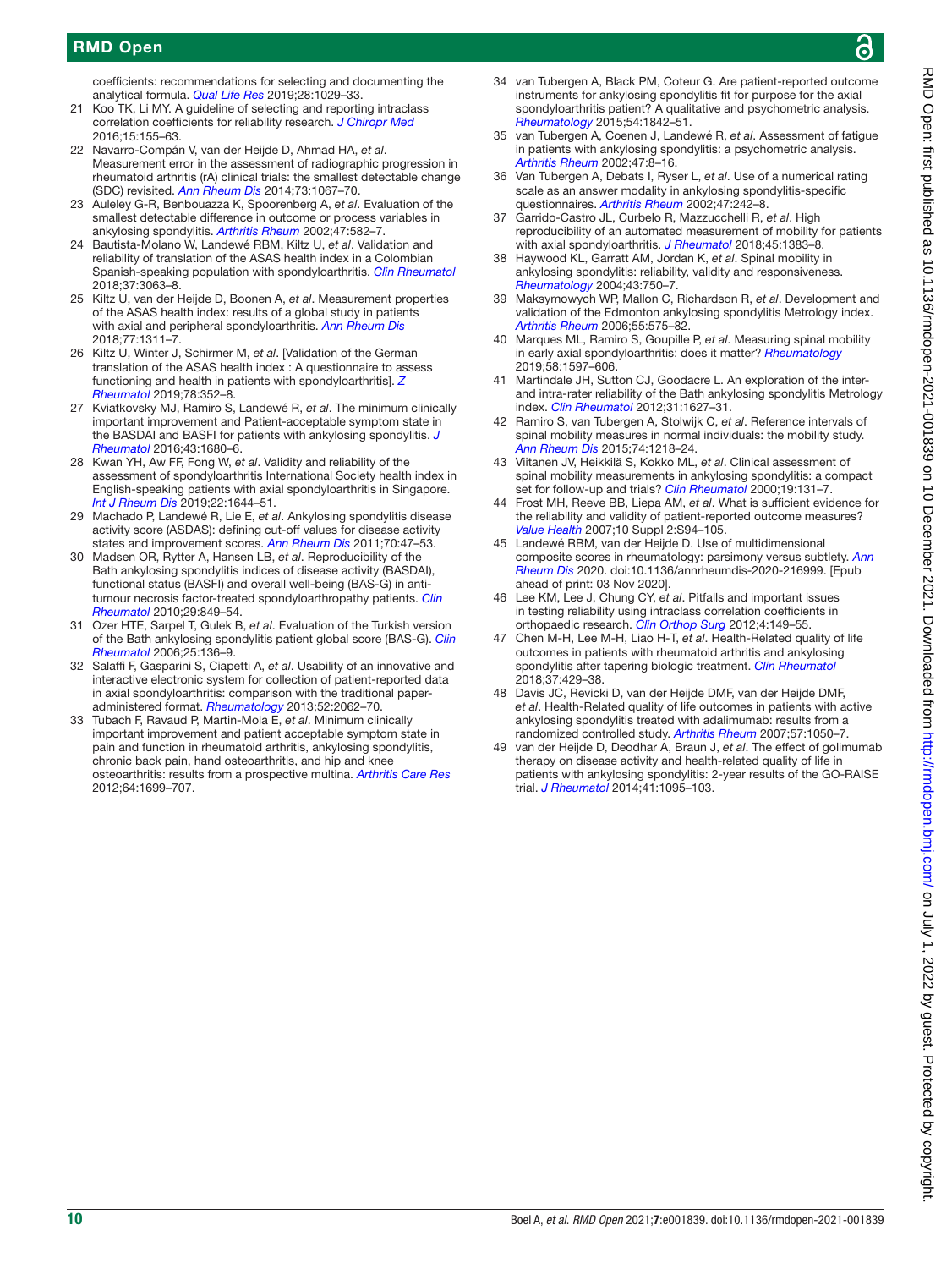coefficients: recommendations for selecting and documenting the analytical formula. *Qual Life Res* 2019;28:1029–33.

21. Koo TK, Li MY. A guideline of selecting and reporting intraclass correlation coefficients for reliability research. *J Chiropr Med* 2016;15:155–63.
22. Navarro-Compán V, van der Heijde D, Ahmad HA, *et al*. Measurement error in the assessment of radiographic progression in rheumatoid arthritis (rA) clinical trials: the smallest detectable change (SDC) revisited. *Ann Rheum Dis* 2014;73:1067–70.
23. Auleley G-R, Benbouazza K, Spoorenberg A, *et al*. Evaluation of the smallest detectable difference in outcome or process variables in ankylosing spondylitis. *Arthritis Rheum* 2002;47:582–7.
24. Bautista-Molano W, Landewé RBM, Kiltz U, *et al*. Validation and reliability of translation of the ASAS health index in a Colombian Spanish-speaking population with spondyloarthritis. *Clin Rheumatol* 2018;37:3063–8.
25. Kiltz U, van der Heijde D, Boonen A, *et al*. Measurement properties of the ASAS health index: results of a global study in patients with axial and peripheral spondyloarthritis. *Ann Rheum Dis* 2018;77:1311–7.
26. Kiltz U, Winter J, Schirmer M, *et al*. [Validation of the German translation of the ASAS health index : A questionnaire to assess functioning and health in patients with spondyloarthritis]. *Z Rheumatol* 2019;78:352–8.
27. Kviatkovsky MJ, Ramiro S, Landewé R, *et al*. The minimum clinically important improvement and Patient-acceptable symptom state in the BASDAI and BASFI for patients with ankylosing spondylitis. *J Rheumatol* 2016;43:1680–6.
28. Kwan YH, Aw FF, Fong W, *et al*. Validity and reliability of the assessment of spondyloarthritis International Society health index in English-speaking patients with axial spondyloarthritis in Singapore. *Int J Rheum Dis* 2019;22:1644–51.
29. Machado P, Landewé R, Lie E, *et al*. Ankylosing spondylitis disease activity score (ASDAS): defining cut-off values for disease activity states and improvement scores. *Ann Rheum Dis* 2011;70:47–53.
30. Madsen OR, Rytter A, Hansen LB, *et al*. Reproducibility of the Bath ankylosing spondylitis indices of disease activity (BASDAI), functional status (BASFI) and overall well-being (BAS-G) in anti-tumour necrosis factor-treated spondyloarthropathy patients. *Clin Rheumatol* 2010;29:849–54.
31. Ozer HTE, Sarpel T, Gulek B, *et al*. Evaluation of the Turkish version of the Bath ankylosing spondylitis patient global score (BAS-G). *Clin Rheumatol* 2006;25:136–9.
32. Salaffi F, Gasparini S, Ciapetti A, *et al*. Usability of an innovative and interactive electronic system for collection of patient-reported data in axial spondyloarthritis: comparison with the traditional paper-administered format. *Rheumatology* 2013;52:2062–70.
33. Tubach F, Ravaud P, Martin-Mola E, *et al*. Minimum clinically important improvement and patient acceptable symptom state in pain and function in rheumatoid arthritis, ankylosing spondylitis, chronic back pain, hand osteoarthritis, and hip and knee osteoarthritis: results from a prospective multina. *Arthritis Care Res* 2012;64:1699–707.
34. van Tubergen A, Black PM, Coteur G. Are patient-reported outcome instruments for ankylosing spondylitis fit for purpose for the axial spondyloarthritis patient? A qualitative and psychometric analysis. *Rheumatology* 2015;54:1842–51.
35. van Tubergen A, Coenen J, Landewé R, *et al*. Assessment of fatigue in patients with ankylosing spondylitis: a psychometric analysis. *Arthritis Rheum* 2002;47:8–16.
36. Van Tubergen A, Debats I, Ryser L, *et al*. Use of a numerical rating scale as an answer modality in ankylosing spondylitis-specific questionnaires. *Arthritis Rheum* 2002;47:242–8.
37. Garrido-Castro JL, Curbelo R, Mazzucchelli R, *et al*. High reproducibility of an automated measurement of mobility for patients with axial spondyloarthritis. *J Rheumatol* 2018;45:1383–8.
38. Haywood KL, Garratt AM, Jordan K, *et al*. Spinal mobility in ankylosing spondylitis: reliability, validity and responsiveness. *Rheumatology* 2004;43:750–7.
39. Maksymowych WP, Mallon C, Richardson R, *et al*. Development and validation of the Edmonton ankylosing spondylitis Metrology index. *Arthritis Rheum* 2006;55:575–82.
40. Marques ML, Ramiro S, Goupille P, *et al*. Measuring spinal mobility in early axial spondyloarthritis: does it matter? *Rheumatology* 2019;58:1597–606.
41. Martindale JH, Sutton CJ, Goodacre L. An exploration of the inter- and intra-rater reliability of the Bath ankylosing spondylitis Metrology index. *Clin Rheumatol* 2012;31:1627–31.
42. Ramiro S, van Tubergen A, Stolwijk C, *et al*. Reference intervals of spinal mobility measures in normal individuals: the mobility study. *Ann Rheum Dis* 2015;74:1218–24.
43. Viitanen JV, Heikkilä S, Kokko ML, *et al*. Clinical assessment of spinal mobility measurements in ankylosing spondylitis: a compact set for follow-up and trials? *Clin Rheumatol* 2000;19:131–7.
44. Frost MH, Reeve BB, Liepa AM, *et al*. What is sufficient evidence for the reliability and validity of patient-reported outcome measures? *Value Health* 2007;10 Suppl 2:S94–105.
45. Landewé RBM, van der Heijde D. Use of multidimensional composite scores in rheumatology: parsimony versus subtlety. *Ann Rheum Dis* 2020. doi:10.1136/annrheumdis-2020-216999. [Epub ahead of print: 03 Nov 2020].
46. Lee KM, Lee J, Chung CY, *et al*. Pitfalls and important issues in testing reliability using intraclass correlation coefficients in orthopaedic research. *Clin Orthop Surg* 2012;4:149–55.
47. Chen M-H, Lee M-H, Liao H-T, *et al*. Health-Related quality of life outcomes in patients with rheumatoid arthritis and ankylosing spondylitis after tapering biologic treatment. *Clin Rheumatol* 2018;37:429–38.
48. Davis JC, Revicki D, van der Heijde DMF, van der Heijde DMF, *et al*. Health-Related quality of life outcomes in patients with active ankylosing spondylitis treated with adalimumab: results from a randomized controlled study. *Arthritis Rheum* 2007;57:1050–7.
49. van der Heijde D, Deodhar A, Braun J, *et al*. The effect of golimumab therapy on disease activity and health-related quality of life in patients with ankylosing spondylitis: 2-year results of the GO-RAISE trial. *J Rheumatol* 2014;41:1095–103.